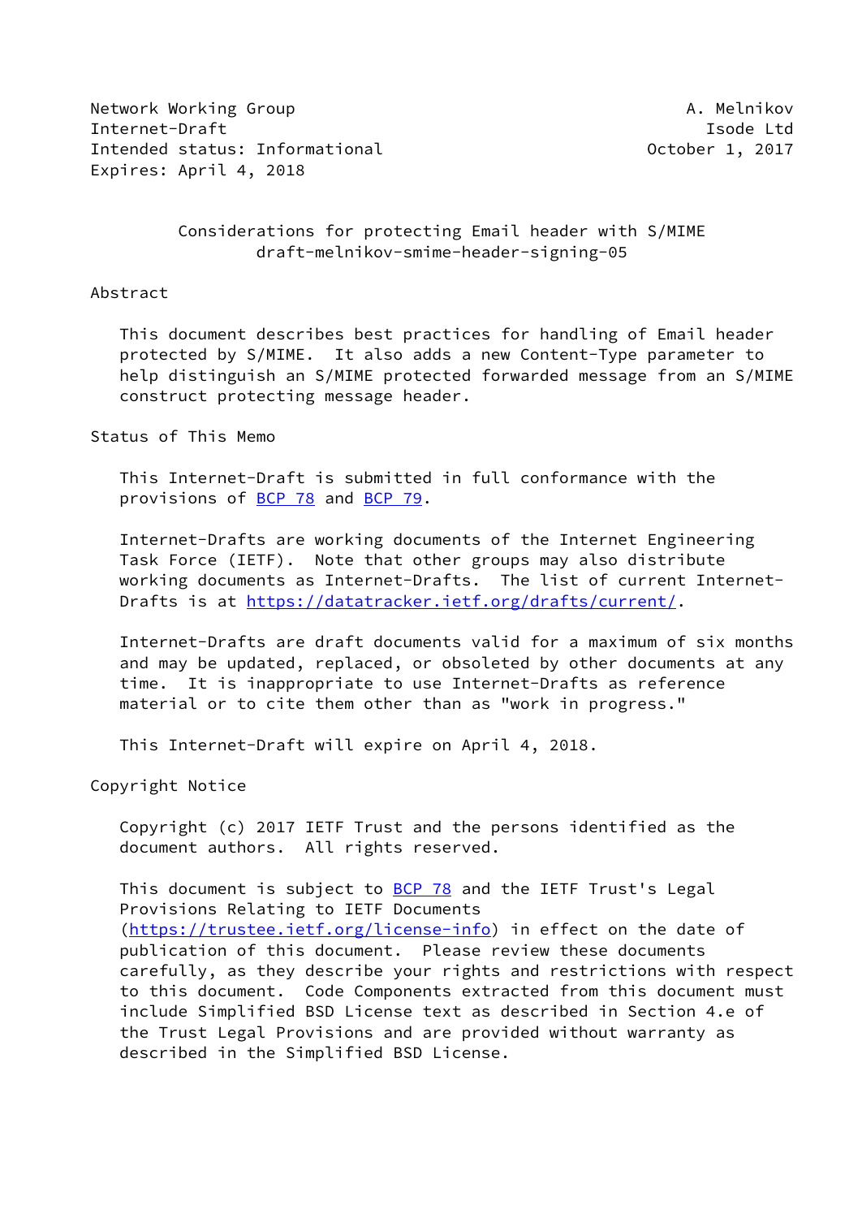Network Working Group A. Melnikov
Internet-Draft Isode Ltd
Intended status: Informational October 1, 2017
Expires: April 4, 2018

# Considerations for protecting Email header with S/MIME
draft-melnikov-smime-header-signing-05

## Abstract

This document describes best practices for handling of Email header protected by S/MIME. It also adds a new Content-Type parameter to help distinguish an S/MIME protected forwarded message from an S/MIME construct protecting message header.

## Status of This Memo

This Internet-Draft is submitted in full conformance with the provisions of BCP 78 and BCP 79.

Internet-Drafts are working documents of the Internet Engineering Task Force (IETF). Note that other groups may also distribute working documents as Internet-Drafts. The list of current Internet-Drafts is at https://datatracker.ietf.org/drafts/current/.

Internet-Drafts are draft documents valid for a maximum of six months and may be updated, replaced, or obsoleted by other documents at any time. It is inappropriate to use Internet-Drafts as reference material or to cite them other than as "work in progress."

This Internet-Draft will expire on April 4, 2018.

## Copyright Notice

Copyright (c) 2017 IETF Trust and the persons identified as the document authors. All rights reserved.

This document is subject to BCP 78 and the IETF Trust's Legal Provisions Relating to IETF Documents (https://trustee.ietf.org/license-info) in effect on the date of publication of this document. Please review these documents carefully, as they describe your rights and restrictions with respect to this document. Code Components extracted from this document must include Simplified BSD License text as described in Section 4.e of the Trust Legal Provisions and are provided without warranty as described in the Simplified BSD License.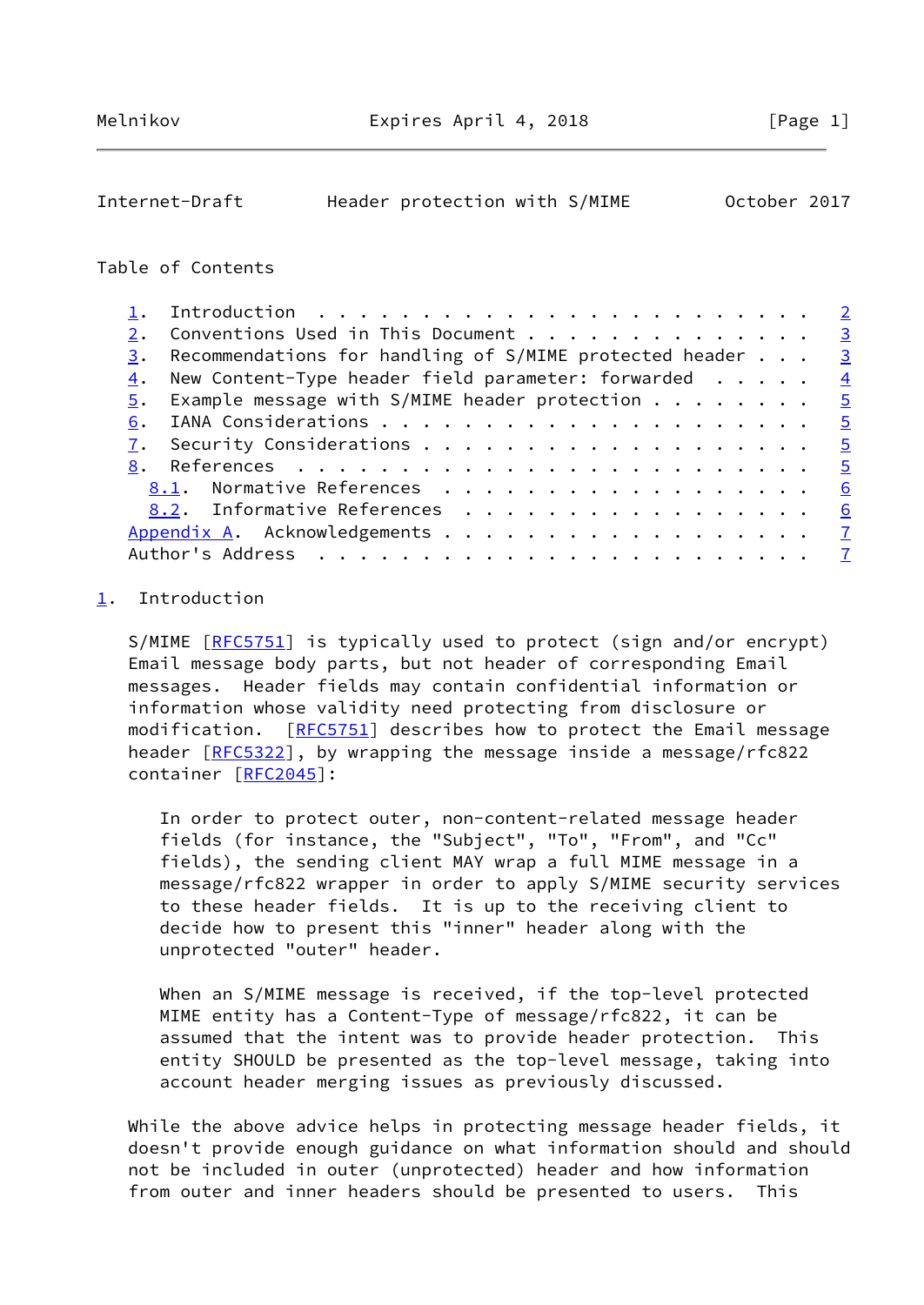Table of Contents

- 1. Introduction . . . . . . . . . . . . . . . . . . . . . . . . 2
- 2. Conventions Used in This Document . . . . . . . . . . . . . . 3
- 3. Recommendations for handling of S/MIME protected header . . . 3
- 4. New Content-Type header field parameter: forwarded . . . . . 4
- 5. Example message with S/MIME header protection . . . . . . . . 5
- 6. IANA Considerations . . . . . . . . . . . . . . . . . . . . . 5
- 7. Security Considerations . . . . . . . . . . . . . . . . . . . 5
- 8. References . . . . . . . . . . . . . . . . . . . . . . . . . 5
  - 8.1. Normative References . . . . . . . . . . . . . . . . . . 6
  - 8.2. Informative References . . . . . . . . . . . . . . . . . 6
- Appendix A. Acknowledgements . . . . . . . . . . . . . . . . . . 7
- Author's Address . . . . . . . . . . . . . . . . . . . . . . . . 7

## 1. Introduction

S/MIME [RFC5751] is typically used to protect (sign and/or encrypt) Email message body parts, but not header of corresponding Email messages. Header fields may contain confidential information or information whose validity need protecting from disclosure or modification. [RFC5751] describes how to protect the Email message header [RFC5322], by wrapping the message inside a message/rfc822 container [RFC2045]:

> In order to protect outer, non-content-related message header fields (for instance, the "Subject", "To", "From", and "Cc" fields), the sending client MAY wrap a full MIME message in a message/rfc822 wrapper in order to apply S/MIME security services to these header fields. It is up to the receiving client to decide how to present this "inner" header along with the unprotected "outer" header.
>
> When an S/MIME message is received, if the top-level protected MIME entity has a Content-Type of message/rfc822, it can be assumed that the intent was to provide header protection. This entity SHOULD be presented as the top-level message, taking into account header merging issues as previously discussed.

While the above advice helps in protecting message header fields, it doesn't provide enough guidance on what information should and should not be included in outer (unprotected) header and how information from outer and inner headers should be presented to users. This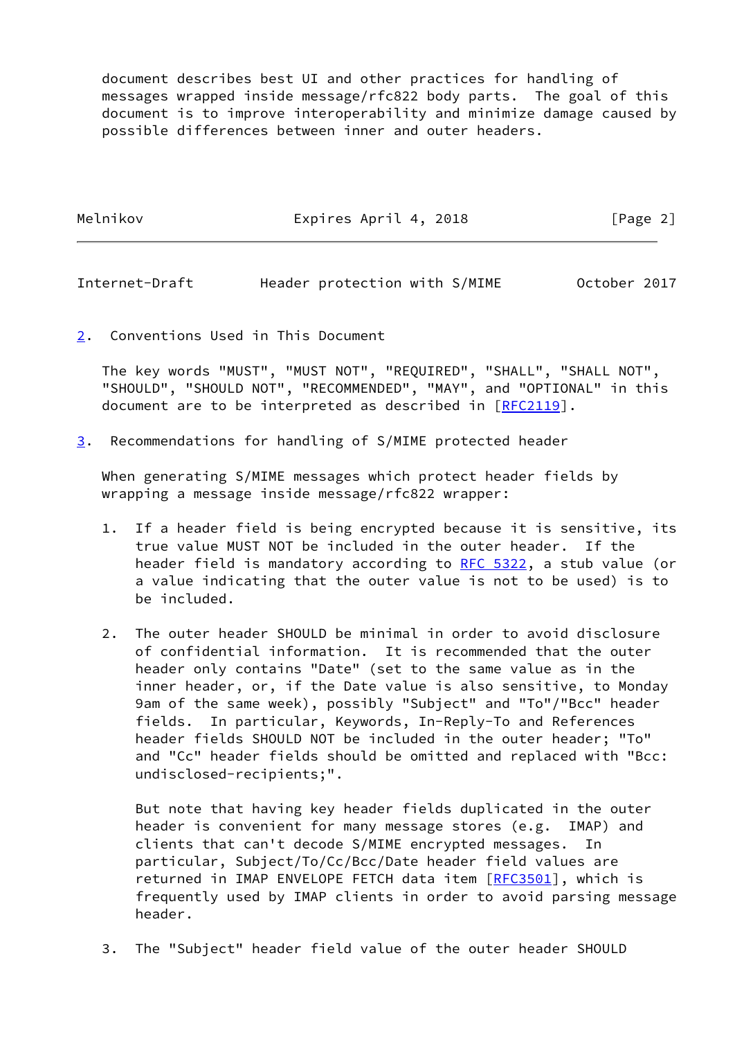document describes best UI and other practices for handling of messages wrapped inside message/rfc822 body parts. The goal of this document is to improve interoperability and minimize damage caused by possible differences between inner and outer headers.

## 2. Conventions Used in This Document

The key words "MUST", "MUST NOT", "REQUIRED", "SHALL", "SHALL NOT", "SHOULD", "SHOULD NOT", "RECOMMENDED", "MAY", and "OPTIONAL" in this document are to be interpreted as described in [RFC2119].

## 3. Recommendations for handling of S/MIME protected header

When generating S/MIME messages which protect header fields by wrapping a message inside message/rfc822 wrapper:

1. If a header field is being encrypted because it is sensitive, its true value MUST NOT be included in the outer header. If the header field is mandatory according to RFC 5322, a stub value (or a value indicating that the outer value is not to be used) is to be included.

2. The outer header SHOULD be minimal in order to avoid disclosure of confidential information. It is recommended that the outer header only contains "Date" (set to the same value as in the inner header, or, if the Date value is also sensitive, to Monday 9am of the same week), possibly "Subject" and "To"/"Bcc" header fields. In particular, Keywords, In-Reply-To and References header fields SHOULD NOT be included in the outer header; "To" and "Cc" header fields should be omitted and replaced with "Bcc: undisclosed-recipients;".

   But note that having key header fields duplicated in the outer header is convenient for many message stores (e.g. IMAP) and clients that can't decode S/MIME encrypted messages. In particular, Subject/To/Cc/Bcc/Date header field values are returned in IMAP ENVELOPE FETCH data item [RFC3501], which is frequently used by IMAP clients in order to avoid parsing message header.

3. The "Subject" header field value of the outer header SHOULD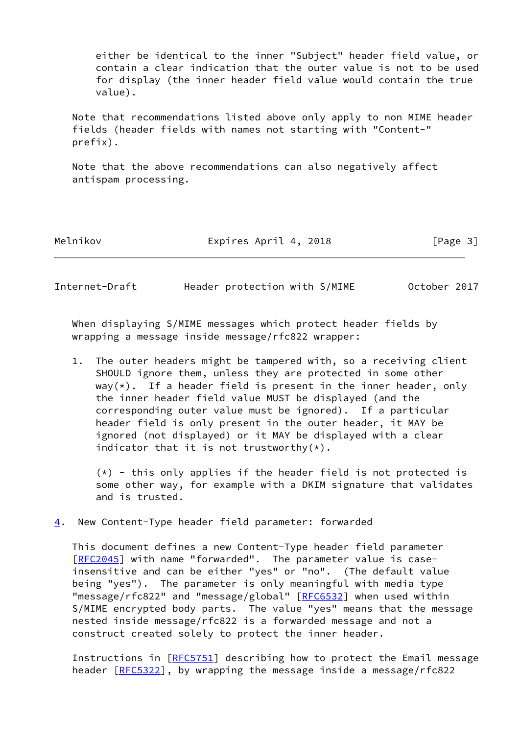either be identical to the inner "Subject" header field value, or contain a clear indication that the outer value is not to be used for display (the inner header field value would contain the true value).

Note that recommendations listed above only apply to non MIME header fields (header fields with names not starting with "Content-" prefix).

Note that the above recommendations can also negatively affect antispam processing.

When displaying S/MIME messages which protect header fields by wrapping a message inside message/rfc822 wrapper:

1. The outer headers might be tampered with, so a receiving client SHOULD ignore them, unless they are protected in some other way(*). If a header field is present in the inner header, only the inner header field value MUST be displayed (and the corresponding outer value must be ignored). If a particular header field is only present in the outer header, it MAY be ignored (not displayed) or it MAY be displayed with a clear indicator that it is not trustworthy(*).

   (*) - this only applies if the header field is not protected is some other way, for example with a DKIM signature that validates and is trusted.

## 4. New Content-Type header field parameter: forwarded

This document defines a new Content-Type header field parameter [RFC2045] with name "forwarded". The parameter value is case-insensitive and can be either "yes" or "no". (The default value being "yes"). The parameter is only meaningful with media type "message/rfc822" and "message/global" [RFC6532] when used within S/MIME encrypted body parts. The value "yes" means that the message nested inside message/rfc822 is a forwarded message and not a construct created solely to protect the inner header.

Instructions in [RFC5751] describing how to protect the Email message header [RFC5322], by wrapping the message inside a message/rfc822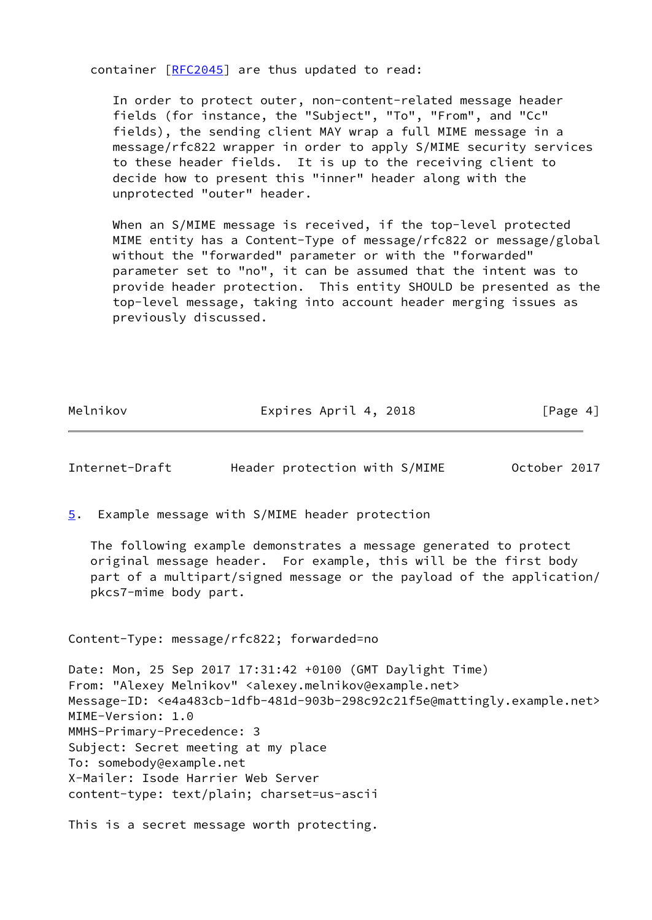container [RFC2045] are thus updated to read:

> In order to protect outer, non-content-related message header fields (for instance, the "Subject", "To", "From", and "Cc" fields), the sending client MAY wrap a full MIME message in a message/rfc822 wrapper in order to apply S/MIME security services to these header fields. It is up to the receiving client to decide how to present this "inner" header along with the unprotected "outer" header.
>
> When an S/MIME message is received, if the top-level protected MIME entity has a Content-Type of message/rfc822 or message/global without the "forwarded" parameter or with the "forwarded" parameter set to "no", it can be assumed that the intent was to provide header protection. This entity SHOULD be presented as the top-level message, taking into account header merging issues as previously discussed.

## 5. Example message with S/MIME header protection

The following example demonstrates a message generated to protect original message header. For example, this will be the first body part of a multipart/signed message or the payload of the application/pkcs7-mime body part.

```
Content-Type: message/rfc822; forwarded=no

Date: Mon, 25 Sep 2017 17:31:42 +0100 (GMT Daylight Time)
From: "Alexey Melnikov" <alexey.melnikov@example.net>
Message-ID: <e4a483cb-1dfb-481d-903b-298c92c21f5e@mattingly.example.net>
MIME-Version: 1.0
MMHS-Primary-Precedence: 3
Subject: Secret meeting at my place
To: somebody@example.net
X-Mailer: Isode Harrier Web Server
content-type: text/plain; charset=us-ascii

This is a secret message worth protecting.
```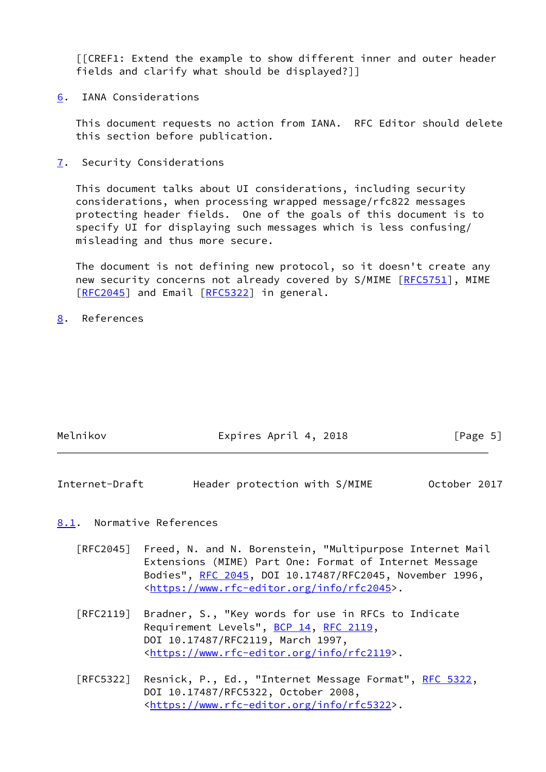[[CREF1: Extend the example to show different inner and outer header fields and clarify what should be displayed?]]

## 6. IANA Considerations

This document requests no action from IANA. RFC Editor should delete this section before publication.

## 7. Security Considerations

This document talks about UI considerations, including security considerations, when processing wrapped message/rfc822 messages protecting header fields. One of the goals of this document is to specify UI for displaying such messages which is less confusing/misleading and thus more secure.

The document is not defining new protocol, so it doesn't create any new security concerns not already covered by S/MIME [RFC5751], MIME [RFC2045] and Email [RFC5322] in general.

## 8. References

### 8.1. Normative References

[RFC2045] Freed, N. and N. Borenstein, "Multipurpose Internet Mail Extensions (MIME) Part One: Format of Internet Message Bodies", RFC 2045, DOI 10.17487/RFC2045, November 1996, <https://www.rfc-editor.org/info/rfc2045>.

[RFC2119] Bradner, S., "Key words for use in RFCs to Indicate Requirement Levels", BCP 14, RFC 2119, DOI 10.17487/RFC2119, March 1997, <https://www.rfc-editor.org/info/rfc2119>.

[RFC5322] Resnick, P., Ed., "Internet Message Format", RFC 5322, DOI 10.17487/RFC5322, October 2008, <https://www.rfc-editor.org/info/rfc5322>.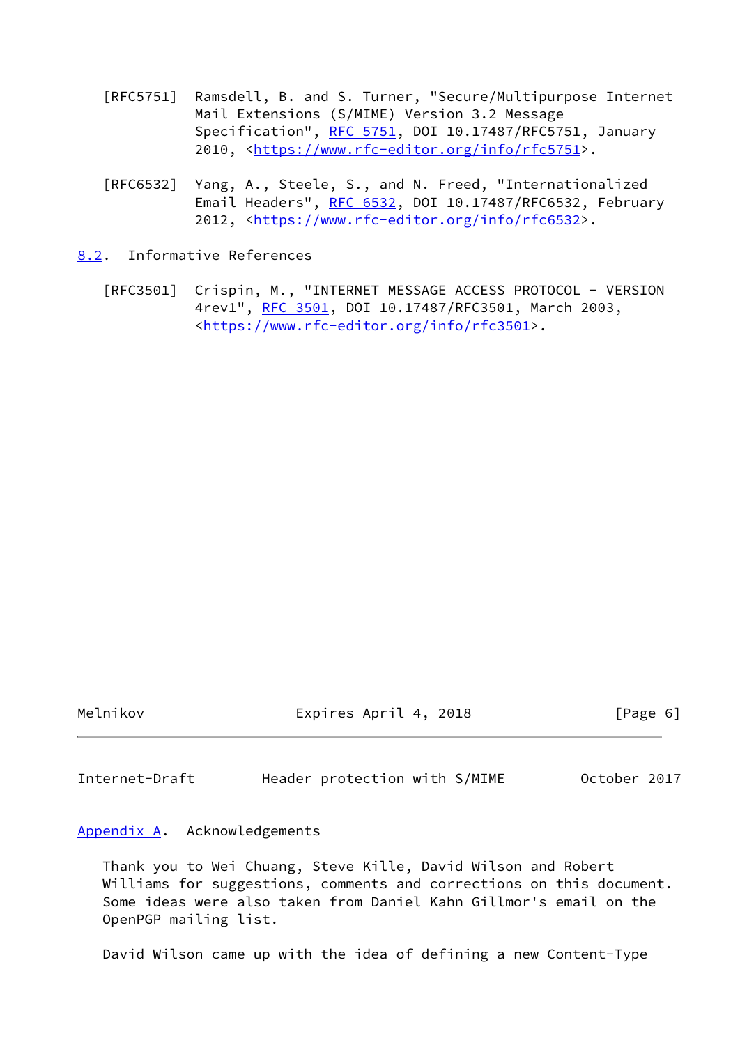[RFC5751] Ramsdell, B. and S. Turner, "Secure/Multipurpose Internet Mail Extensions (S/MIME) Version 3.2 Message Specification", RFC 5751, DOI 10.17487/RFC5751, January 2010, <https://www.rfc-editor.org/info/rfc5751>.

[RFC6532] Yang, A., Steele, S., and N. Freed, "Internationalized Email Headers", RFC 6532, DOI 10.17487/RFC6532, February 2012, <https://www.rfc-editor.org/info/rfc6532>.

## 8.2. Informative References

[RFC3501] Crispin, M., "INTERNET MESSAGE ACCESS PROTOCOL - VERSION 4rev1", RFC 3501, DOI 10.17487/RFC3501, March 2003, <https://www.rfc-editor.org/info/rfc3501>.

# Appendix A. Acknowledgements

Thank you to Wei Chuang, Steve Kille, David Wilson and Robert Williams for suggestions, comments and corrections on this document. Some ideas were also taken from Daniel Kahn Gillmor's email on the OpenPGP mailing list.

David Wilson came up with the idea of defining a new Content-Type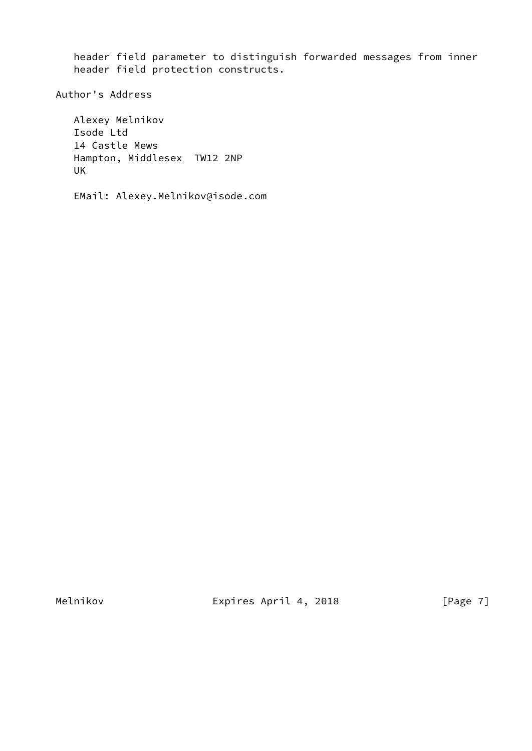header field parameter to distinguish forwarded messages from inner header field protection constructs.

## Author's Address

Alexey Melnikov
Isode Ltd
14 Castle Mews
Hampton, Middlesex  TW12 2NP
UK

EMail: Alexey.Melnikov@isode.com